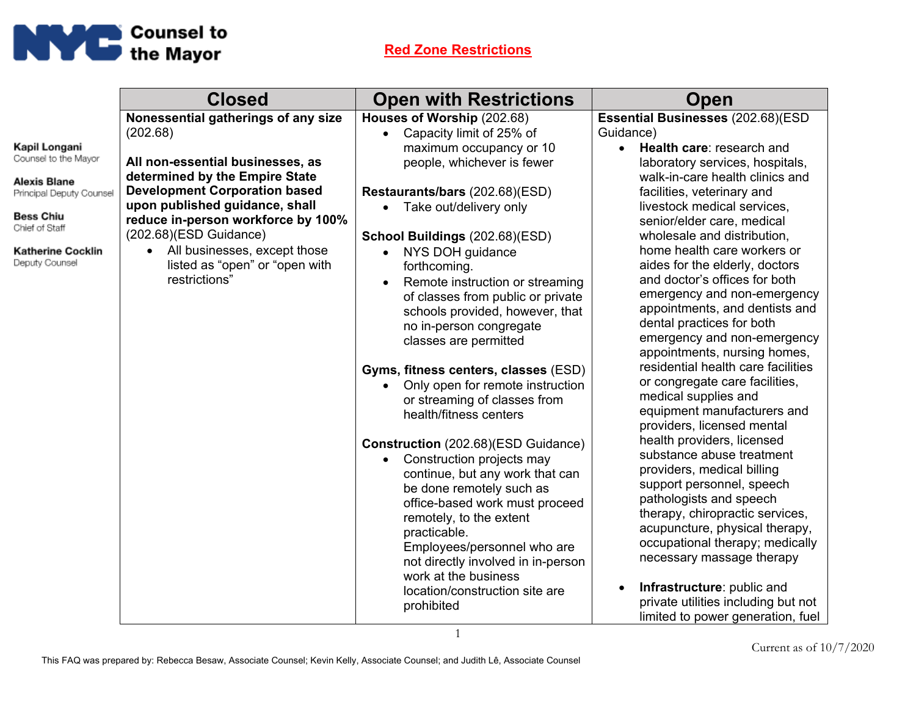**Counsel to the Mayor**

**Kapil Longani**
Counsel to the Mayor

**Alexis Blane**
Principal Deputy Counsel

**Bess Chiu**
Chief of Staff

**Katherine Cocklin**
Deputy Counsel

# Red Zone Restrictions

| Closed | Open with Restrictions | Open |
|---|---|---|
| **Nonessential gatherings of any size** (202.68)<br><br>**All non-essential businesses, as determined by the Empire State Development Corporation based upon published guidance, shall reduce in-person workforce by 100%** (202.68)(ESD Guidance)<br>• All businesses, except those listed as "open" or "open with restrictions" | **Houses of Worship** (202.68)<br>• Capacity limit of 25% of maximum occupancy or 10 people, whichever is fewer<br><br>**Restaurants/bars** (202.68)(ESD)<br>• Take out/delivery only<br><br>**School Buildings** (202.68)(ESD)<br>• NYS DOH guidance forthcoming.<br>• Remote instruction or streaming of classes from public or private schools provided, however, that no in-person congregate classes are permitted<br><br>**Gyms, fitness centers, classes** (ESD)<br>• Only open for remote instruction or streaming of classes from health/fitness centers<br><br>**Construction** (202.68)(ESD Guidance)<br>• Construction projects may continue, but any work that can be done remotely such as office-based work must proceed remotely, to the extent practicable. Employees/personnel who are not directly involved in in-person work at the business location/construction site are prohibited | **Essential Businesses** (202.68)(ESD Guidance)<br>• **Health care**: research and laboratory services, hospitals, walk-in-care health clinics and facilities, veterinary and livestock medical services, senior/elder care, medical wholesale and distribution, home health care workers or aides for the elderly, doctors and doctor's offices for both emergency and non-emergency appointments, and dentists and dental practices for both emergency and non-emergency appointments, nursing homes, residential health care facilities or congregate care facilities, medical supplies and equipment manufacturers and providers, licensed mental health providers, licensed substance abuse treatment providers, medical billing support personnel, speech pathologists and speech therapy, chiropractic services, acupuncture, physical therapy, occupational therapy; medically necessary massage therapy<br><br>• **Infrastructure**: public and private utilities including but not limited to power generation, fuel |

Current as of 10/7/2020

This FAQ was prepared by: Rebecca Besaw, Associate Counsel; Kevin Kelly, Associate Counsel; and Judith Lê, Associate Counsel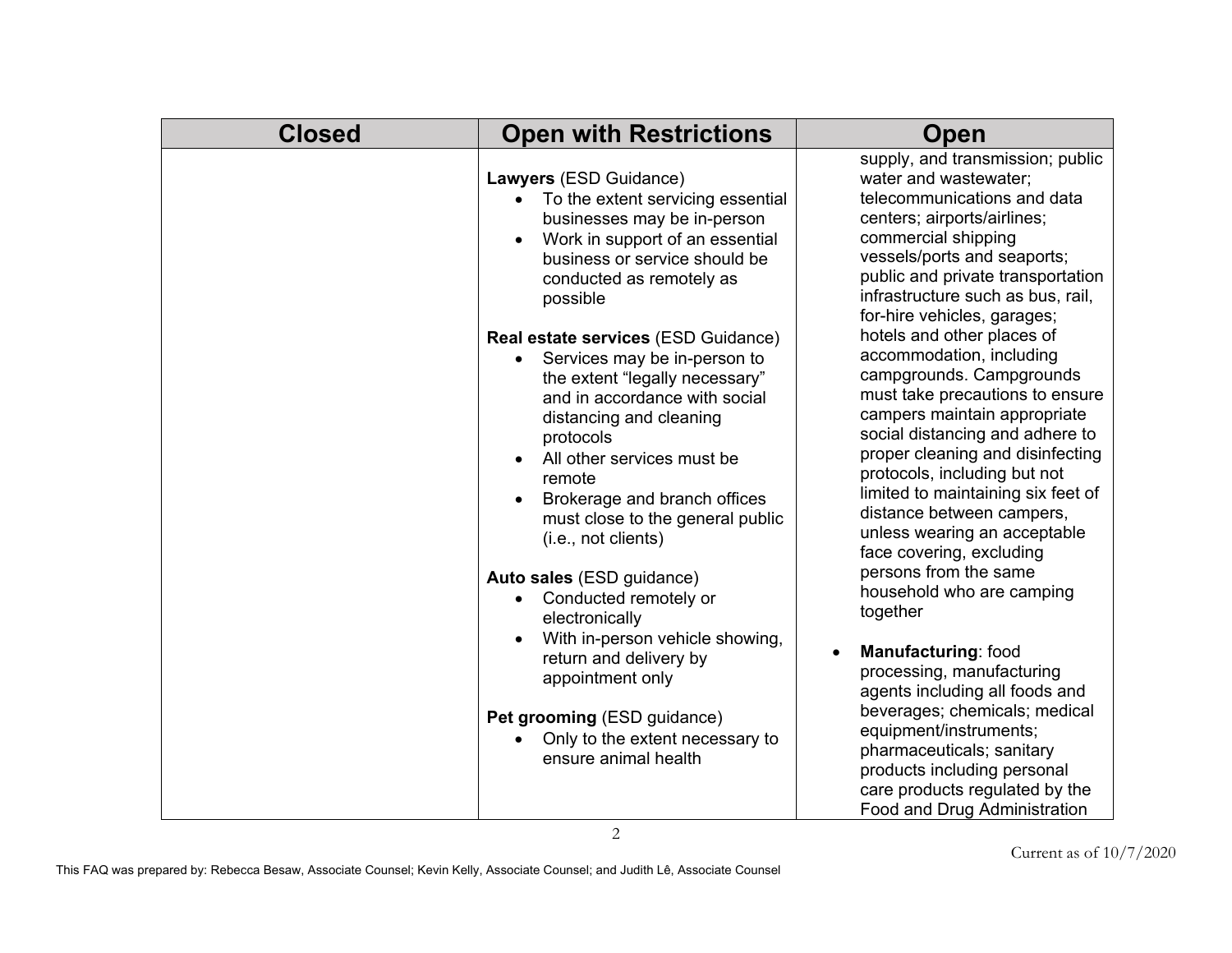| Closed | Open with Restrictions | Open |
|---|---|---|
| | **Lawyers** (ESD Guidance)<br>• To the extent servicing essential businesses may be in-person<br>• Work in support of an essential business or service should be conducted as remotely as possible<br><br>**Real estate services** (ESD Guidance)<br>• Services may be in-person to the extent "legally necessary" and in accordance with social distancing and cleaning protocols<br>• All other services must be remote<br>• Brokerage and branch offices must close to the general public (i.e., not clients)<br><br>**Auto sales** (ESD guidance)<br>• Conducted remotely or electronically<br>• With in-person vehicle showing, return and delivery by appointment only<br><br>**Pet grooming** (ESD guidance)<br>• Only to the extent necessary to ensure animal health | supply, and transmission; public water and wastewater; telecommunications and data centers; airports/airlines; commercial shipping vessels/ports and seaports; public and private transportation infrastructure such as bus, rail, for-hire vehicles, garages; hotels and other places of accommodation, including campgrounds. Campgrounds must take precautions to ensure campers maintain appropriate social distancing and adhere to proper cleaning and disinfecting protocols, including but not limited to maintaining six feet of distance between campers, unless wearing an acceptable face covering, excluding persons from the same household who are camping together<br><br>• **Manufacturing**: food processing, manufacturing agents including all foods and beverages; chemicals; medical equipment/instruments; pharmaceuticals; sanitary products including personal care products regulated by the Food and Drug Administration |

Current as of 10/7/2020

This FAQ was prepared by: Rebecca Besaw, Associate Counsel; Kevin Kelly, Associate Counsel; and Judith Lê, Associate Counsel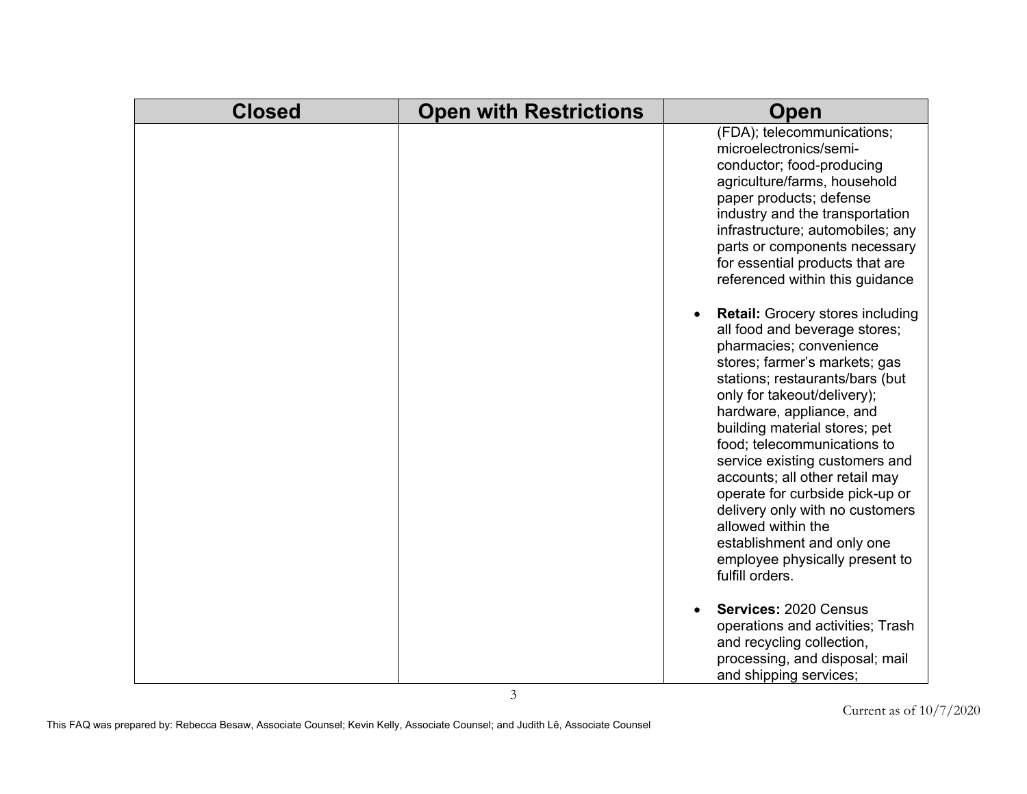| Closed | Open with Restrictions | Open |
| --- | --- | --- |
| | | (FDA); telecommunications; microelectronics/semi-conductor; food-producing agriculture/farms, household paper products; defense industry and the transportation infrastructure; automobiles; any parts or components necessary for essential products that are referenced within this guidance<br><br>• **Retail:** Grocery stores including all food and beverage stores; pharmacies; convenience stores; farmer's markets; gas stations; restaurants/bars (but only for takeout/delivery); hardware, appliance, and building material stores; pet food; telecommunications to service existing customers and accounts; all other retail may operate for curbside pick-up or delivery only with no customers allowed within the establishment and only one employee physically present to fulfill orders.<br><br>• **Services:** 2020 Census operations and activities; Trash and recycling collection, processing, and disposal; mail and shipping services; |

Current as of 10/7/2020

This FAQ was prepared by: Rebecca Besaw, Associate Counsel; Kevin Kelly, Associate Counsel; and Judith Lê, Associate Counsel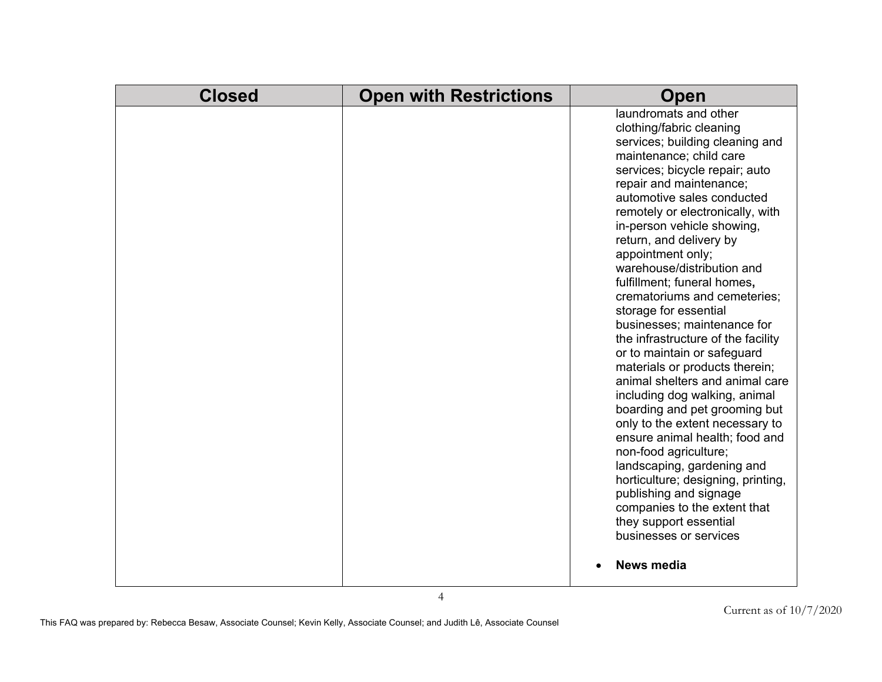| Closed | Open with Restrictions | Open |
| --- | --- | --- |
| | | laundromats and other clothing/fabric cleaning services; building cleaning and maintenance; child care services; bicycle repair; auto repair and maintenance; automotive sales conducted remotely or electronically, with in-person vehicle showing, return, and delivery by appointment only; warehouse/distribution and fulfillment; funeral homes, crematoriums and cemeteries; storage for essential businesses; maintenance for the infrastructure of the facility or to maintain or safeguard materials or products therein; animal shelters and animal care including dog walking, animal boarding and pet grooming but only to the extent necessary to ensure animal health; food and non-food agriculture; landscaping, gardening and horticulture; designing, printing, publishing and signage companies to the extent that they support essential businesses or services<br><br>• **News media** |

Current as of 10/7/2020

This FAQ was prepared by: Rebecca Besaw, Associate Counsel; Kevin Kelly, Associate Counsel; and Judith Lê, Associate Counsel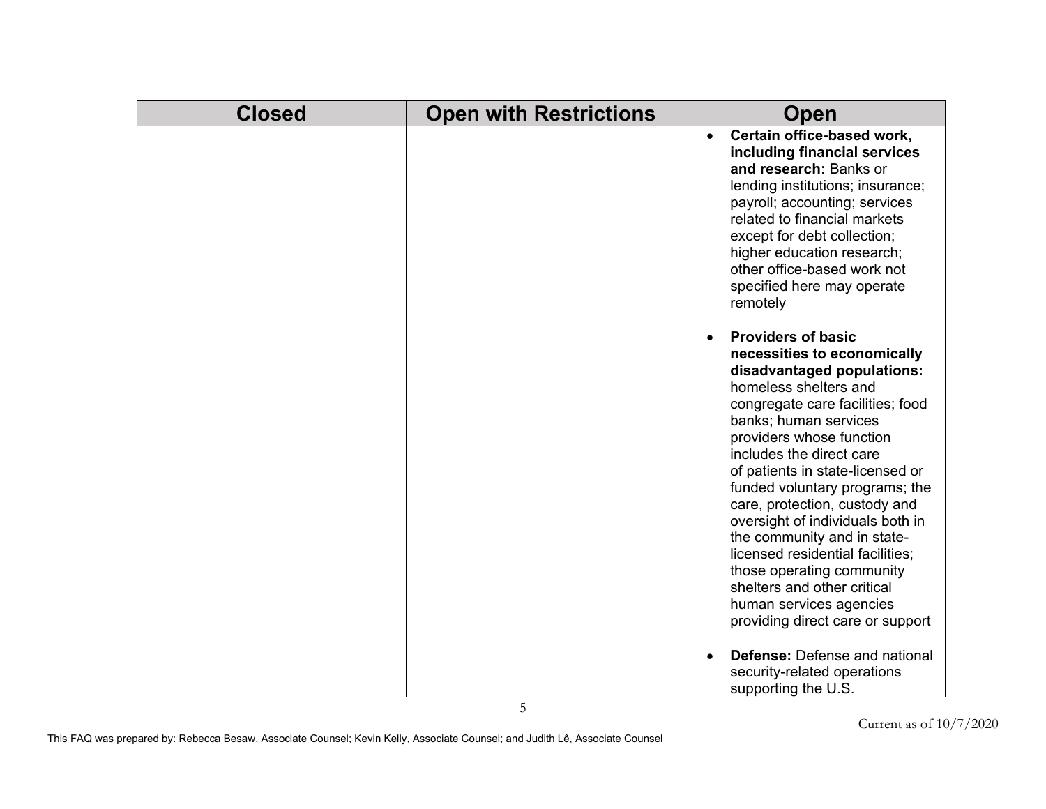| Closed | Open with Restrictions | Open |
| --- | --- | --- |
| | | • **Certain office-based work, including financial services and research:** Banks or lending institutions; insurance; payroll; accounting; services related to financial markets except for debt collection; higher education research; other office-based work not specified here may operate remotely<br><br>• **Providers of basic necessities to economically disadvantaged populations:** homeless shelters and congregate care facilities; food banks; human services providers whose function includes the direct care of patients in state-licensed or funded voluntary programs; the care, protection, custody and oversight of individuals both in the community and in state-licensed residential facilities; those operating community shelters and other critical human services agencies providing direct care or support<br><br>• **Defense:** Defense and national security-related operations supporting the U.S. |

Current as of 10/7/2020

This FAQ was prepared by: Rebecca Besaw, Associate Counsel; Kevin Kelly, Associate Counsel; and Judith Lê, Associate Counsel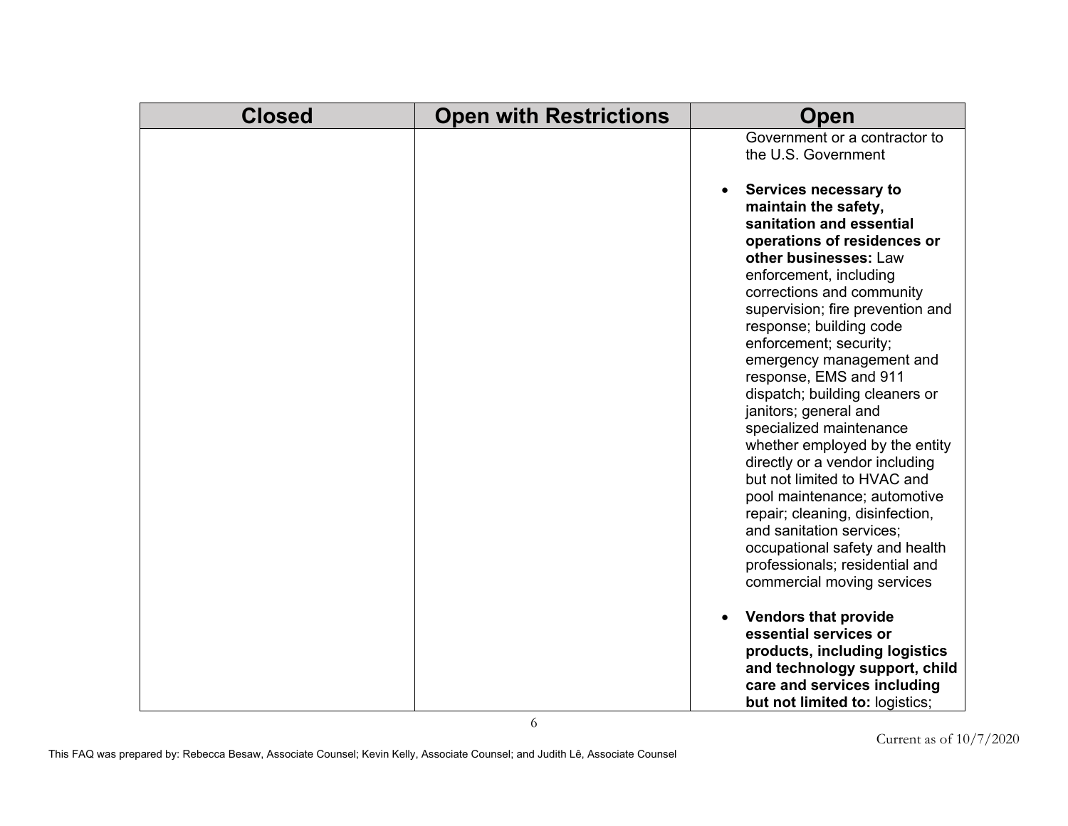| Closed | Open with Restrictions | Open |
| --- | --- | --- |
| | | Government or a contractor to the U.S. Government<br><br>• **Services necessary to maintain the safety, sanitation and essential operations of residences or other businesses:** Law enforcement, including corrections and community supervision; fire prevention and response; building code enforcement; security; emergency management and response, EMS and 911 dispatch; building cleaners or janitors; general and specialized maintenance whether employed by the entity directly or a vendor including but not limited to HVAC and pool maintenance; automotive repair; cleaning, disinfection, and sanitation services; occupational safety and health professionals; residential and commercial moving services<br><br>• **Vendors that provide essential services or products, including logistics and technology support, child care and services including but not limited to:** logistics; |

Current as of 10/7/2020

This FAQ was prepared by: Rebecca Besaw, Associate Counsel; Kevin Kelly, Associate Counsel; and Judith Lê, Associate Counsel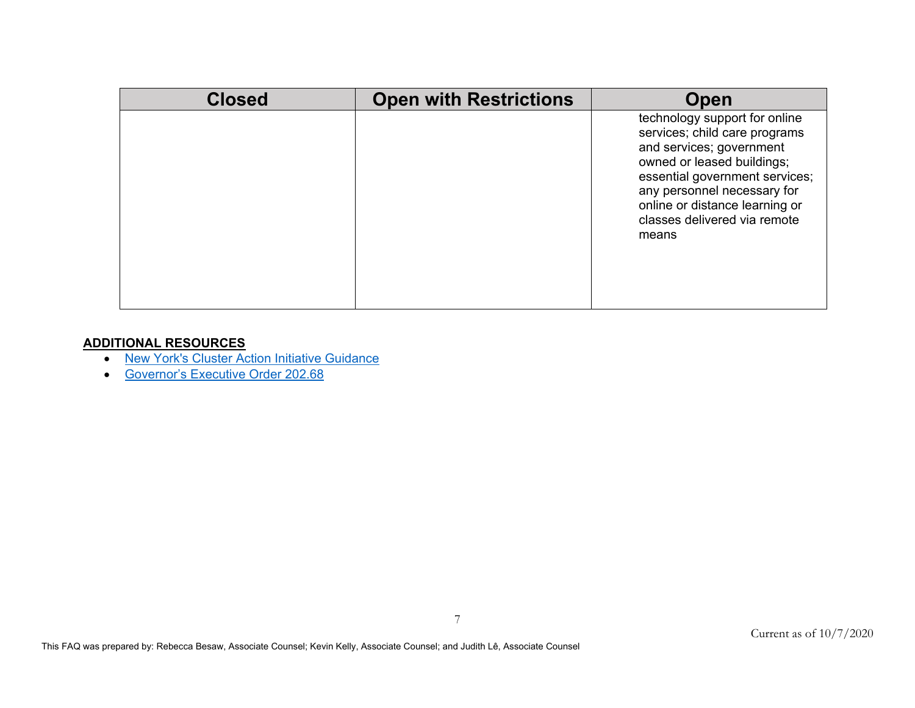| Closed | Open with Restrictions | Open |
|---|---|---|
| | | technology support for online services; child care programs and services; government owned or leased buildings; essential government services; any personnel necessary for online or distance learning or classes delivered via remote means |

**ADDITIONAL RESOURCES**

- New York's Cluster Action Initiative Guidance
- Governor's Executive Order 202.68

Current as of 10/7/2020

This FAQ was prepared by: Rebecca Besaw, Associate Counsel; Kevin Kelly, Associate Counsel; and Judith Lê, Associate Counsel